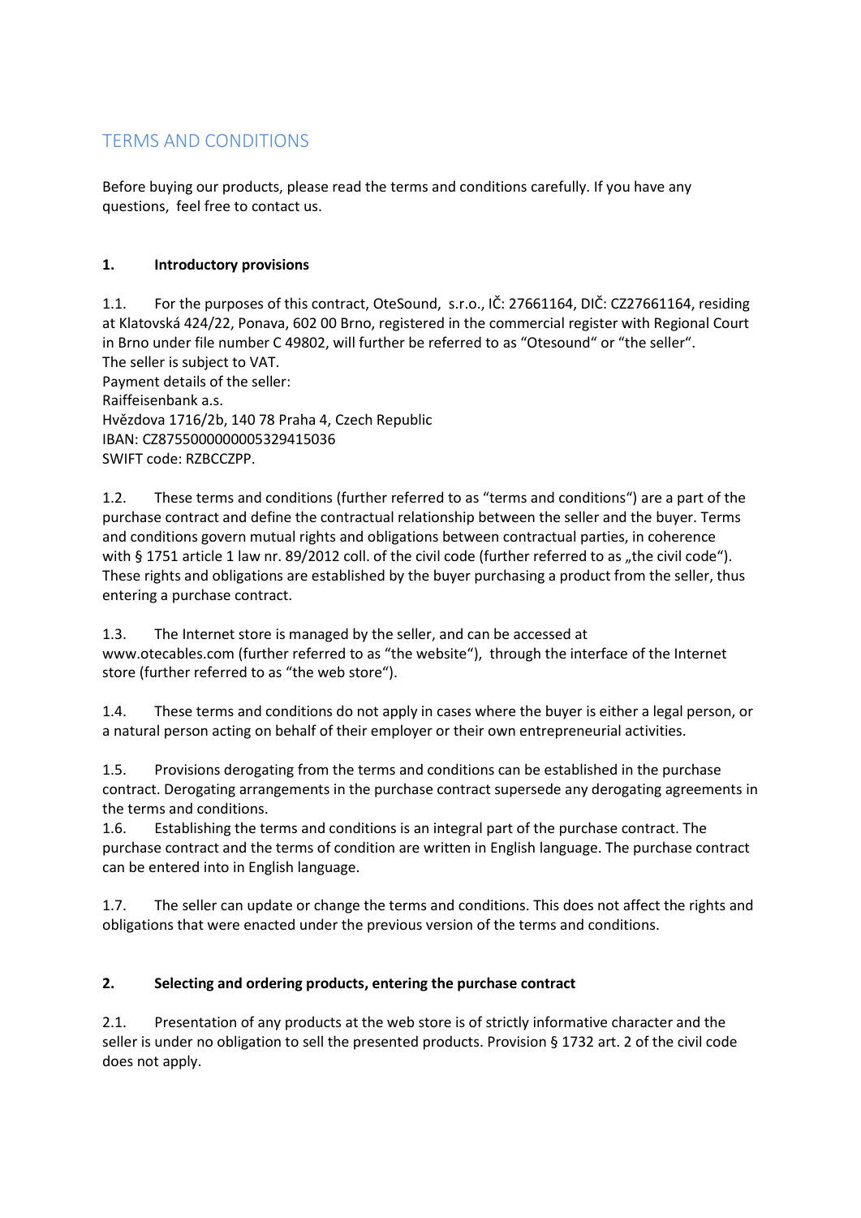# TERMS AND CONDITIONS

Before buying our products, please read the terms and conditions carefully. If you have any questions, feel free to contact us.

## 1. Introductory provisions

1.1. For the purposes of this contract, OteSound, s.r.o., IČ: 27661164, DIČ: CZ27661164, residing at Klatovská 424/22, Ponava, 602 00 Brno, registered in the commercial register with Regional Court in Brno under file number C 49802, will further be referred to as “Otesound“ or “the seller“.
The seller is subject to VAT.
Payment details of the seller:
Raiffeisenbank a.s.
Hvězdova 1716/2b, 140 78 Praha 4, Czech Republic
IBAN: CZ8755000000005329415036
SWIFT code: RZBCCZPP.

1.2. These terms and conditions (further referred to as “terms and conditions“) are a part of the purchase contract and define the contractual relationship between the seller and the buyer. Terms and conditions govern mutual rights and obligations between contractual parties, in coherence with § 1751 article 1 law nr. 89/2012 coll. of the civil code (further referred to as „the civil code“). These rights and obligations are established by the buyer purchasing a product from the seller, thus entering a purchase contract.

1.3. The Internet store is managed by the seller, and can be accessed at www.otecables.com (further referred to as “the website“), through the interface of the Internet store (further referred to as “the web store“).

1.4. These terms and conditions do not apply in cases where the buyer is either a legal person, or a natural person acting on behalf of their employer or their own entrepreneurial activities.

1.5. Provisions derogating from the terms and conditions can be established in the purchase contract. Derogating arrangements in the purchase contract supersede any derogating agreements in the terms and conditions.

1.6. Establishing the terms and conditions is an integral part of the purchase contract. The purchase contract and the terms of condition are written in English language. The purchase contract can be entered into in English language.

1.7. The seller can update or change the terms and conditions. This does not affect the rights and obligations that were enacted under the previous version of the terms and conditions.

## 2. Selecting and ordering products, entering the purchase contract

2.1. Presentation of any products at the web store is of strictly informative character and the seller is under no obligation to sell the presented products. Provision § 1732 art. 2 of the civil code does not apply.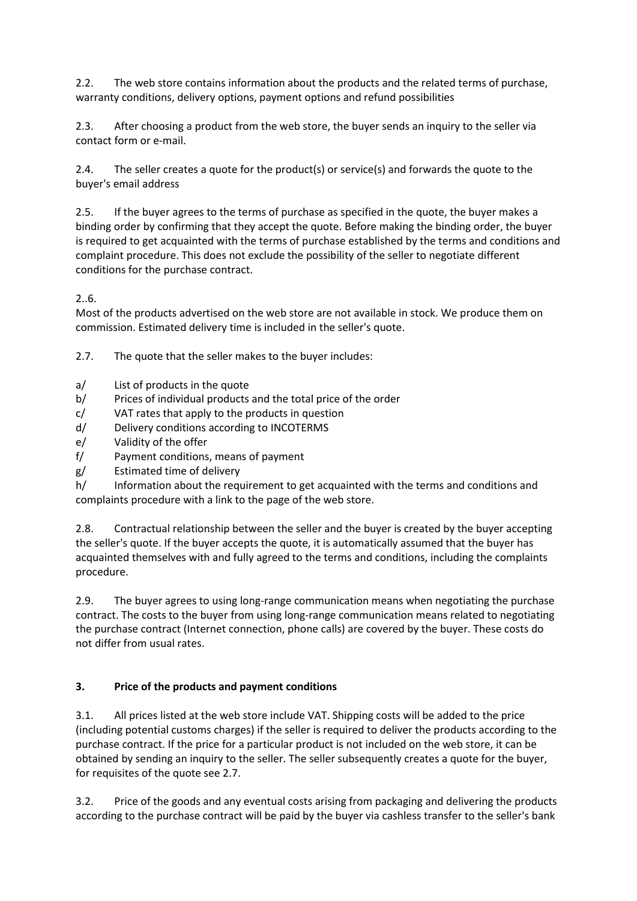2.2. The web store contains information about the products and the related terms of purchase, warranty conditions, delivery options, payment options and refund possibilities

2.3. After choosing a product from the web store, the buyer sends an inquiry to the seller via contact form or e-mail.

2.4. The seller creates a quote for the product(s) or service(s) and forwards the quote to the buyer's email address

2.5. If the buyer agrees to the terms of purchase as specified in the quote, the buyer makes a binding order by confirming that they accept the quote. Before making the binding order, the buyer is required to get acquainted with the terms of purchase established by the terms and conditions and complaint procedure. This does not exclude the possibility of the seller to negotiate different conditions for the purchase contract.

2..6.
Most of the products advertised on the web store are not available in stock. We produce them on commission. Estimated delivery time is included in the seller's quote.

2.7. The quote that the seller makes to the buyer includes:

a/ List of products in the quote
b/ Prices of individual products and the total price of the order
c/ VAT rates that apply to the products in question
d/ Delivery conditions according to INCOTERMS
e/ Validity of the offer
f/ Payment conditions, means of payment
g/ Estimated time of delivery
h/ Information about the requirement to get acquainted with the terms and conditions and complaints procedure with a link to the page of the web store.

2.8. Contractual relationship between the seller and the buyer is created by the buyer accepting the seller's quote. If the buyer accepts the quote, it is automatically assumed that the buyer has acquainted themselves with and fully agreed to the terms and conditions, including the complaints procedure.

2.9. The buyer agrees to using long-range communication means when negotiating the purchase contract. The costs to the buyer from using long-range communication means related to negotiating the purchase contract (Internet connection, phone calls) are covered by the buyer. These costs do not differ from usual rates.

## 3. Price of the products and payment conditions

3.1. All prices listed at the web store include VAT. Shipping costs will be added to the price (including potential customs charges) if the seller is required to deliver the products according to the purchase contract. If the price for a particular product is not included on the web store, it can be obtained by sending an inquiry to the seller. The seller subsequently creates a quote for the buyer, for requisites of the quote see 2.7.

3.2. Price of the goods and any eventual costs arising from packaging and delivering the products according to the purchase contract will be paid by the buyer via cashless transfer to the seller's bank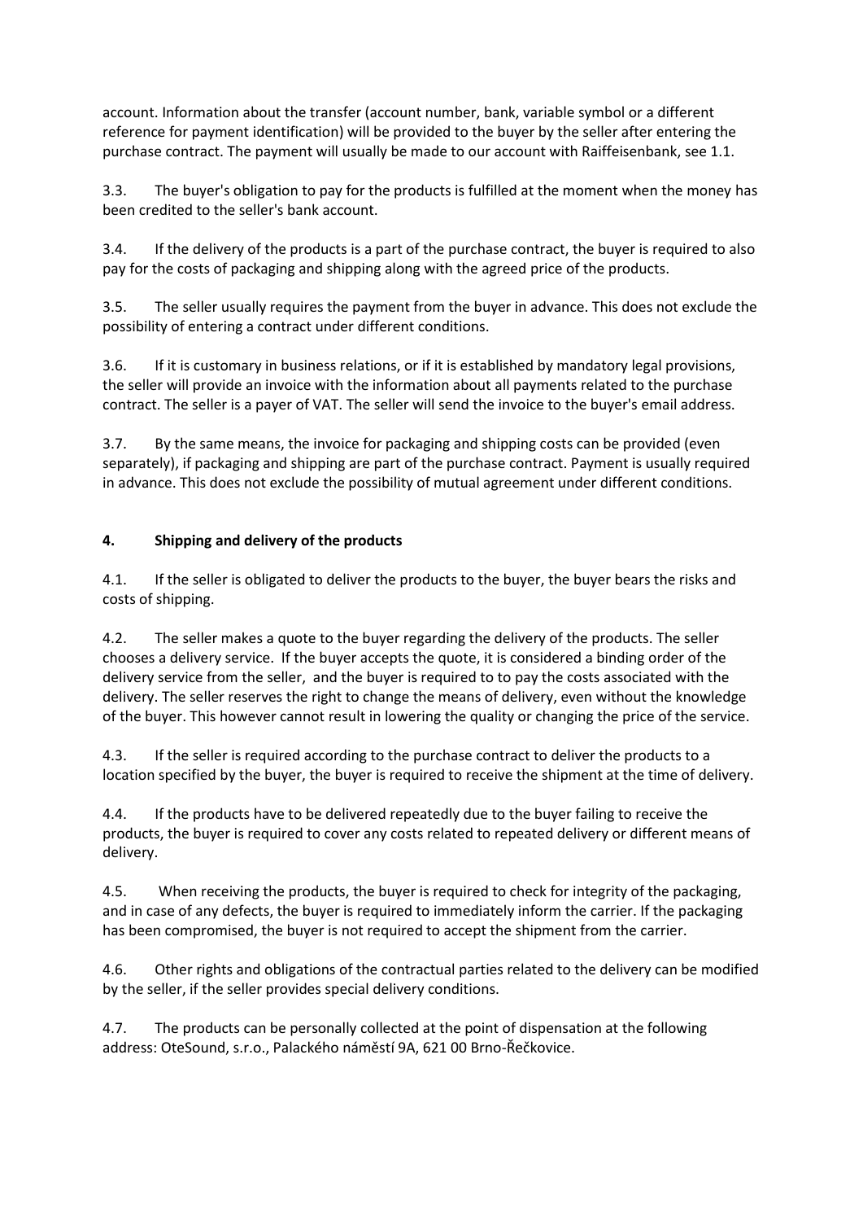account. Information about the transfer (account number, bank, variable symbol or a different reference for payment identification) will be provided to the buyer by the seller after entering the purchase contract. The payment will usually be made to our account with Raiffeisenbank, see 1.1.

3.3. The buyer's obligation to pay for the products is fulfilled at the moment when the money has been credited to the seller's bank account.

3.4. If the delivery of the products is a part of the purchase contract, the buyer is required to also pay for the costs of packaging and shipping along with the agreed price of the products.

3.5. The seller usually requires the payment from the buyer in advance. This does not exclude the possibility of entering a contract under different conditions.

3.6. If it is customary in business relations, or if it is established by mandatory legal provisions, the seller will provide an invoice with the information about all payments related to the purchase contract. The seller is a payer of VAT. The seller will send the invoice to the buyer's email address.

3.7. By the same means, the invoice for packaging and shipping costs can be provided (even separately), if packaging and shipping are part of the purchase contract. Payment is usually required in advance. This does not exclude the possibility of mutual agreement under different conditions.

## 4. Shipping and delivery of the products

4.1. If the seller is obligated to deliver the products to the buyer, the buyer bears the risks and costs of shipping.

4.2. The seller makes a quote to the buyer regarding the delivery of the products. The seller chooses a delivery service. If the buyer accepts the quote, it is considered a binding order of the delivery service from the seller, and the buyer is required to to pay the costs associated with the delivery. The seller reserves the right to change the means of delivery, even without the knowledge of the buyer. This however cannot result in lowering the quality or changing the price of the service.

4.3. If the seller is required according to the purchase contract to deliver the products to a location specified by the buyer, the buyer is required to receive the shipment at the time of delivery.

4.4. If the products have to be delivered repeatedly due to the buyer failing to receive the products, the buyer is required to cover any costs related to repeated delivery or different means of delivery.

4.5. When receiving the products, the buyer is required to check for integrity of the packaging, and in case of any defects, the buyer is required to immediately inform the carrier. If the packaging has been compromised, the buyer is not required to accept the shipment from the carrier.

4.6. Other rights and obligations of the contractual parties related to the delivery can be modified by the seller, if the seller provides special delivery conditions.

4.7. The products can be personally collected at the point of dispensation at the following address: OteSound, s.r.o., Palackého náměstí 9A, 621 00 Brno-Řečkovice.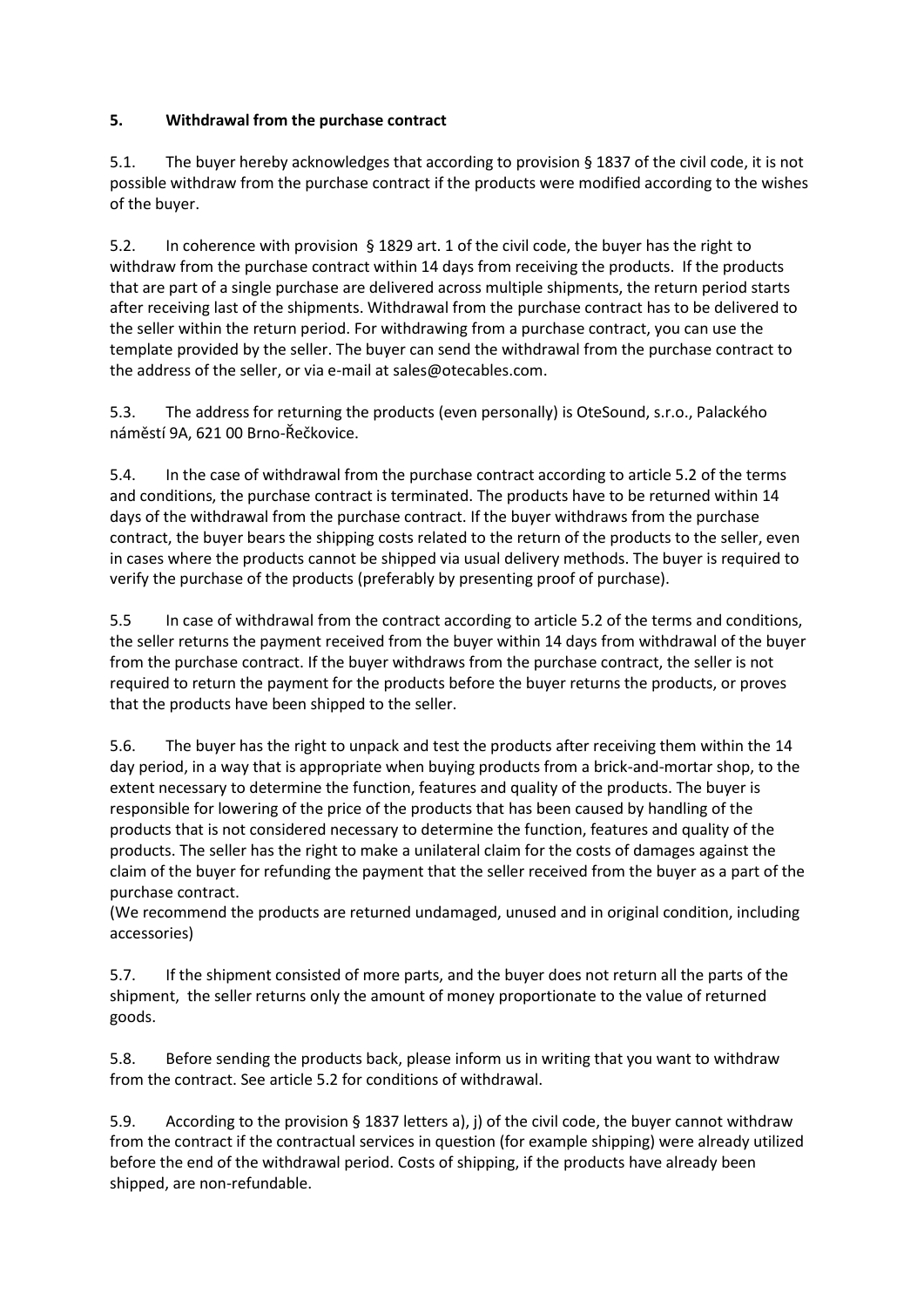## 5. Withdrawal from the purchase contract

5.1. The buyer hereby acknowledges that according to provision § 1837 of the civil code, it is not possible withdraw from the purchase contract if the products were modified according to the wishes of the buyer.

5.2. In coherence with provision § 1829 art. 1 of the civil code, the buyer has the right to withdraw from the purchase contract within 14 days from receiving the products. If the products that are part of a single purchase are delivered across multiple shipments, the return period starts after receiving last of the shipments. Withdrawal from the purchase contract has to be delivered to the seller within the return period. For withdrawing from a purchase contract, you can use the template provided by the seller. The buyer can send the withdrawal from the purchase contract to the address of the seller, or via e-mail at sales@otecables.com.

5.3. The address for returning the products (even personally) is OteSound, s.r.o., Palackého náměstí 9A, 621 00 Brno-Řečkovice.

5.4. In the case of withdrawal from the purchase contract according to article 5.2 of the terms and conditions, the purchase contract is terminated. The products have to be returned within 14 days of the withdrawal from the purchase contract. If the buyer withdraws from the purchase contract, the buyer bears the shipping costs related to the return of the products to the seller, even in cases where the products cannot be shipped via usual delivery methods. The buyer is required to verify the purchase of the products (preferably by presenting proof of purchase).

5.5 In case of withdrawal from the contract according to article 5.2 of the terms and conditions, the seller returns the payment received from the buyer within 14 days from withdrawal of the buyer from the purchase contract. If the buyer withdraws from the purchase contract, the seller is not required to return the payment for the products before the buyer returns the products, or proves that the products have been shipped to the seller.

5.6. The buyer has the right to unpack and test the products after receiving them within the 14 day period, in a way that is appropriate when buying products from a brick-and-mortar shop, to the extent necessary to determine the function, features and quality of the products. The buyer is responsible for lowering of the price of the products that has been caused by handling of the products that is not considered necessary to determine the function, features and quality of the products. The seller has the right to make a unilateral claim for the costs of damages against the claim of the buyer for refunding the payment that the seller received from the buyer as a part of the purchase contract.
(We recommend the products are returned undamaged, unused and in original condition, including accessories)

5.7. If the shipment consisted of more parts, and the buyer does not return all the parts of the shipment, the seller returns only the amount of money proportionate to the value of returned goods.

5.8. Before sending the products back, please inform us in writing that you want to withdraw from the contract. See article 5.2 for conditions of withdrawal.

5.9. According to the provision § 1837 letters a), j) of the civil code, the buyer cannot withdraw from the contract if the contractual services in question (for example shipping) were already utilized before the end of the withdrawal period. Costs of shipping, if the products have already been shipped, are non-refundable.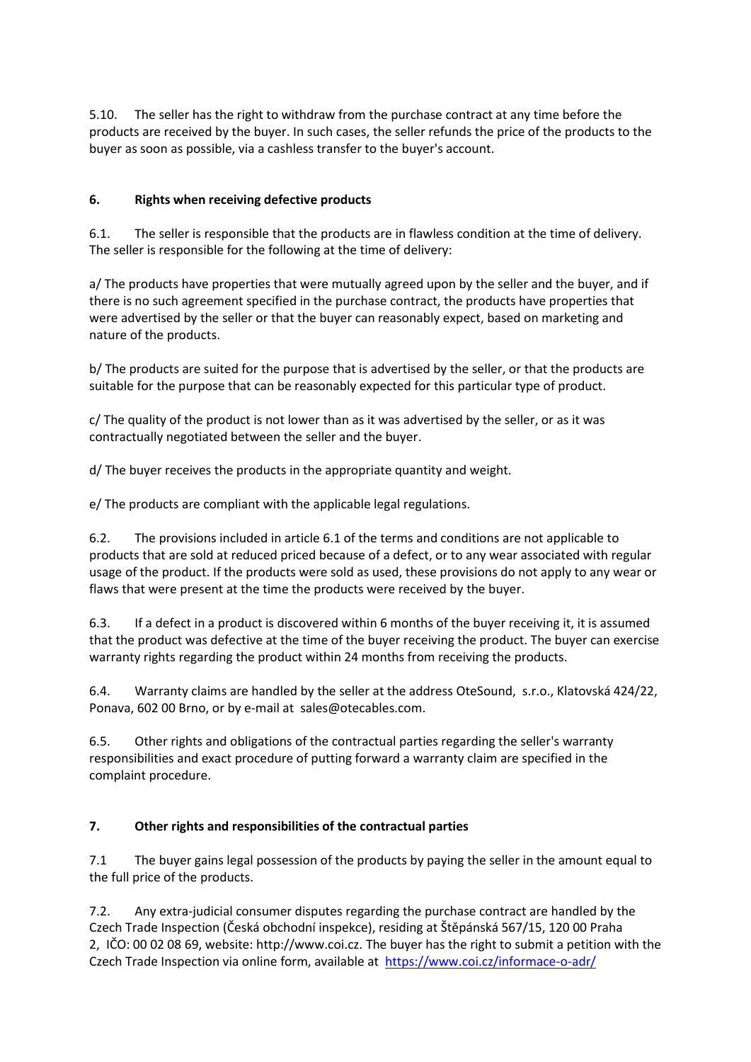5.10. The seller has the right to withdraw from the purchase contract at any time before the products are received by the buyer. In such cases, the seller refunds the price of the products to the buyer as soon as possible, via a cashless transfer to the buyer's account.

## 6. Rights when receiving defective products

6.1. The seller is responsible that the products are in flawless condition at the time of delivery. The seller is responsible for the following at the time of delivery:

a/ The products have properties that were mutually agreed upon by the seller and the buyer, and if there is no such agreement specified in the purchase contract, the products have properties that were advertised by the seller or that the buyer can reasonably expect, based on marketing and nature of the products.

b/ The products are suited for the purpose that is advertised by the seller, or that the products are suitable for the purpose that can be reasonably expected for this particular type of product.

c/ The quality of the product is not lower than as it was advertised by the seller, or as it was contractually negotiated between the seller and the buyer.

d/ The buyer receives the products in the appropriate quantity and weight.

e/ The products are compliant with the applicable legal regulations.

6.2. The provisions included in article 6.1 of the terms and conditions are not applicable to products that are sold at reduced priced because of a defect, or to any wear associated with regular usage of the product. If the products were sold as used, these provisions do not apply to any wear or flaws that were present at the time the products were received by the buyer.

6.3. If a defect in a product is discovered within 6 months of the buyer receiving it, it is assumed that the product was defective at the time of the buyer receiving the product. The buyer can exercise warranty rights regarding the product within 24 months from receiving the products.

6.4. Warranty claims are handled by the seller at the address OteSound, s.r.o., Klatovská 424/22, Ponava, 602 00 Brno, or by e-mail at sales@otecables.com.

6.5. Other rights and obligations of the contractual parties regarding the seller's warranty responsibilities and exact procedure of putting forward a warranty claim are specified in the complaint procedure.

## 7. Other rights and responsibilities of the contractual parties

7.1 The buyer gains legal possession of the products by paying the seller in the amount equal to the full price of the products.

7.2. Any extra-judicial consumer disputes regarding the purchase contract are handled by the Czech Trade Inspection (Česká obchodní inspekce), residing at Štěpánská 567/15, 120 00 Praha 2, IČO: 00 02 08 69, website: http://www.coi.cz. The buyer has the right to submit a petition with the Czech Trade Inspection via online form, available at https://www.coi.cz/informace-o-adr/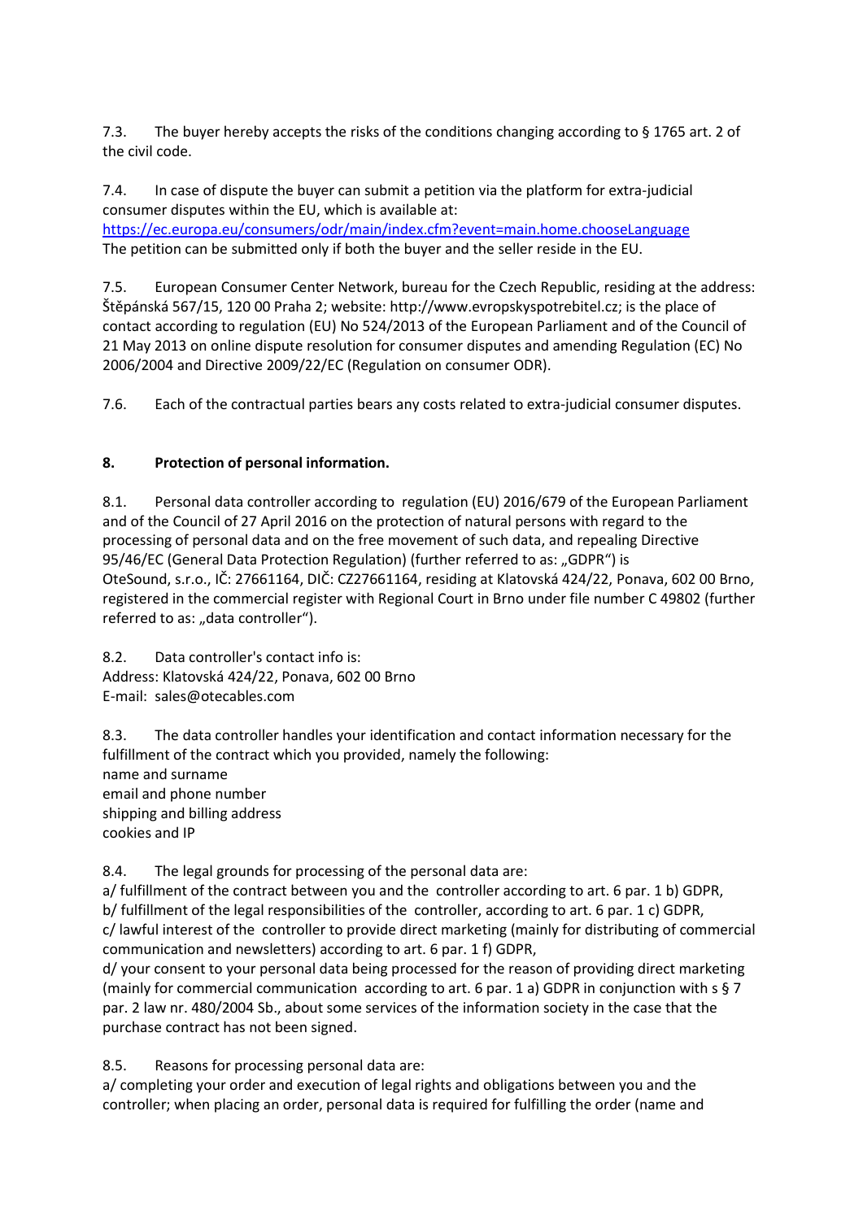7.3. The buyer hereby accepts the risks of the conditions changing according to § 1765 art. 2 of the civil code.

7.4. In case of dispute the buyer can submit a petition via the platform for extra-judicial consumer disputes within the EU, which is available at:
https://ec.europa.eu/consumers/odr/main/index.cfm?event=main.home.chooseLanguage
The petition can be submitted only if both the buyer and the seller reside in the EU.

7.5. European Consumer Center Network, bureau for the Czech Republic, residing at the address: Štěpánská 567/15, 120 00 Praha 2; website: http://www.evropskyspotrebitel.cz; is the place of contact according to regulation (EU) No 524/2013 of the European Parliament and of the Council of 21 May 2013 on online dispute resolution for consumer disputes and amending Regulation (EC) No 2006/2004 and Directive 2009/22/EC (Regulation on consumer ODR).

7.6. Each of the contractual parties bears any costs related to extra-judicial consumer disputes.

**8. Protection of personal information.**

8.1. Personal data controller according to regulation (EU) 2016/679 of the European Parliament and of the Council of 27 April 2016 on the protection of natural persons with regard to the processing of personal data and on the free movement of such data, and repealing Directive 95/46/EC (General Data Protection Regulation) (further referred to as: „GDPR") is OteSound, s.r.o., IČ: 27661164, DIČ: CZ27661164, residing at Klatovská 424/22, Ponava, 602 00 Brno, registered in the commercial register with Regional Court in Brno under file number C 49802 (further referred to as: „data controller").

8.2. Data controller's contact info is:
Address: Klatovská 424/22, Ponava, 602 00 Brno
E-mail: sales@otecables.com

8.3. The data controller handles your identification and contact information necessary for the fulfillment of the contract which you provided, namely the following:
name and surname
email and phone number
shipping and billing address
cookies and IP

8.4. The legal grounds for processing of the personal data are:
a/ fulfillment of the contract between you and the controller according to art. 6 par. 1 b) GDPR,
b/ fulfillment of the legal responsibilities of the controller, according to art. 6 par. 1 c) GDPR,
c/ lawful interest of the controller to provide direct marketing (mainly for distributing of commercial communication and newsletters) according to art. 6 par. 1 f) GDPR,
d/ your consent to your personal data being processed for the reason of providing direct marketing (mainly for commercial communication according to art. 6 par. 1 a) GDPR in conjunction with s § 7 par. 2 law nr. 480/2004 Sb., about some services of the information society in the case that the purchase contract has not been signed.

8.5. Reasons for processing personal data are:
a/ completing your order and execution of legal rights and obligations between you and the controller; when placing an order, personal data is required for fulfilling the order (name and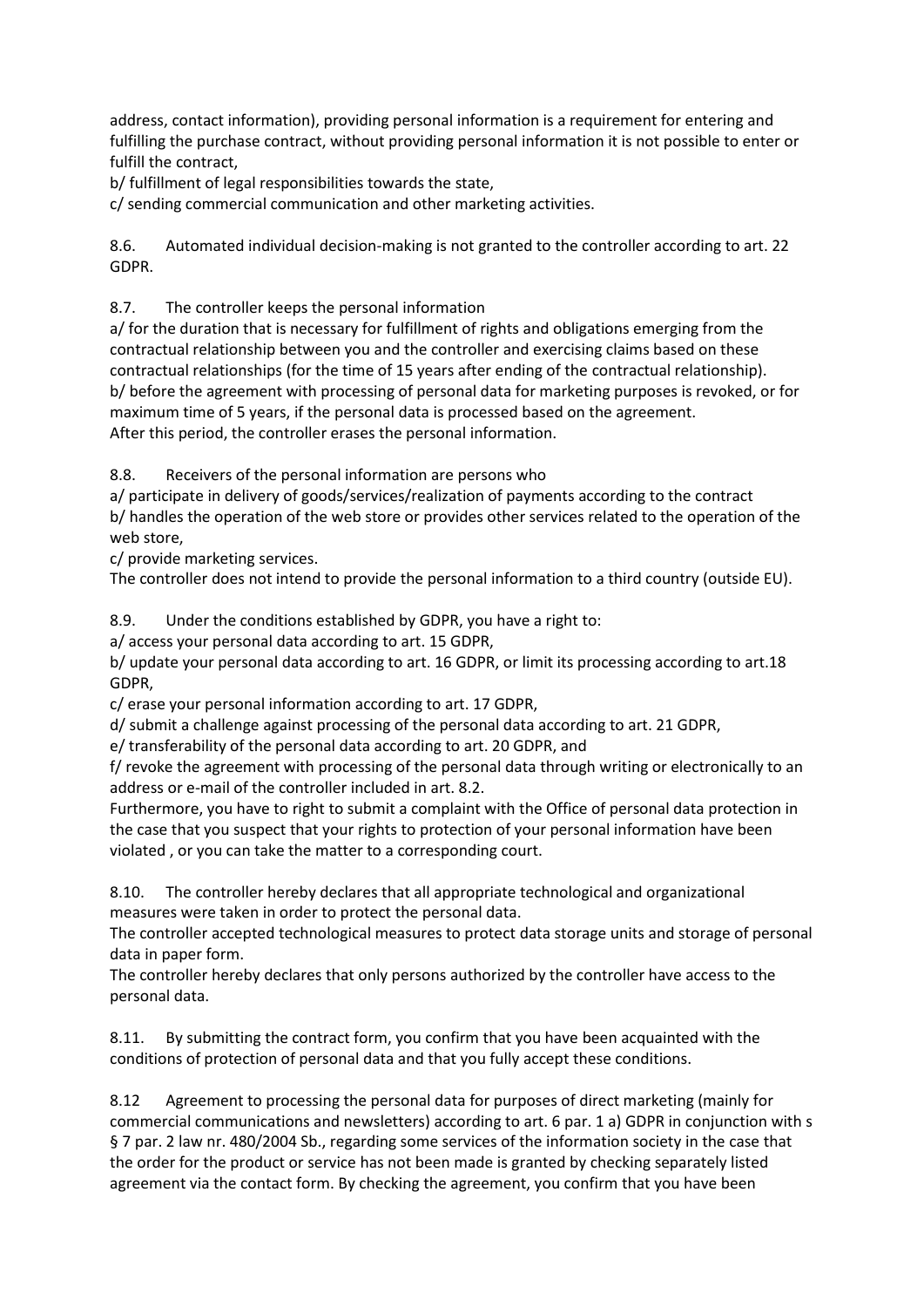address, contact information), providing personal information is a requirement for entering and fulfilling the purchase contract, without providing personal information it is not possible to enter or fulfill the contract,

b/ fulfillment of legal responsibilities towards the state,

c/ sending commercial communication and other marketing activities.

8.6. Automated individual decision-making is not granted to the controller according to art. 22 GDPR.

8.7. The controller keeps the personal information

a/ for the duration that is necessary for fulfillment of rights and obligations emerging from the contractual relationship between you and the controller and exercising claims based on these contractual relationships (for the time of 15 years after ending of the contractual relationship).

b/ before the agreement with processing of personal data for marketing purposes is revoked, or for maximum time of 5 years, if the personal data is processed based on the agreement.

After this period, the controller erases the personal information.

8.8. Receivers of the personal information are persons who

a/ participate in delivery of goods/services/realization of payments according to the contract

b/ handles the operation of the web store or provides other services related to the operation of the web store,

c/ provide marketing services.

The controller does not intend to provide the personal information to a third country (outside EU).

8.9. Under the conditions established by GDPR, you have a right to:

a/ access your personal data according to art. 15 GDPR,

b/ update your personal data according to art. 16 GDPR, or limit its processing according to art.18 GDPR,

c/ erase your personal information according to art. 17 GDPR,

d/ submit a challenge against processing of the personal data according to art. 21 GDPR,

e/ transferability of the personal data according to art. 20 GDPR, and

f/ revoke the agreement with processing of the personal data through writing or electronically to an address or e-mail of the controller included in art. 8.2.

Furthermore, you have to right to submit a complaint with the Office of personal data protection in the case that you suspect that your rights to protection of your personal information have been violated , or you can take the matter to a corresponding court.

8.10. The controller hereby declares that all appropriate technological and organizational measures were taken in order to protect the personal data.

The controller accepted technological measures to protect data storage units and storage of personal data in paper form.

The controller hereby declares that only persons authorized by the controller have access to the personal data.

8.11. By submitting the contract form, you confirm that you have been acquainted with the conditions of protection of personal data and that you fully accept these conditions.

8.12 Agreement to processing the personal data for purposes of direct marketing (mainly for commercial communications and newsletters) according to art. 6 par. 1 a) GDPR in conjunction with s § 7 par. 2 law nr. 480/2004 Sb., regarding some services of the information society in the case that the order for the product or service has not been made is granted by checking separately listed agreement via the contact form. By checking the agreement, you confirm that you have been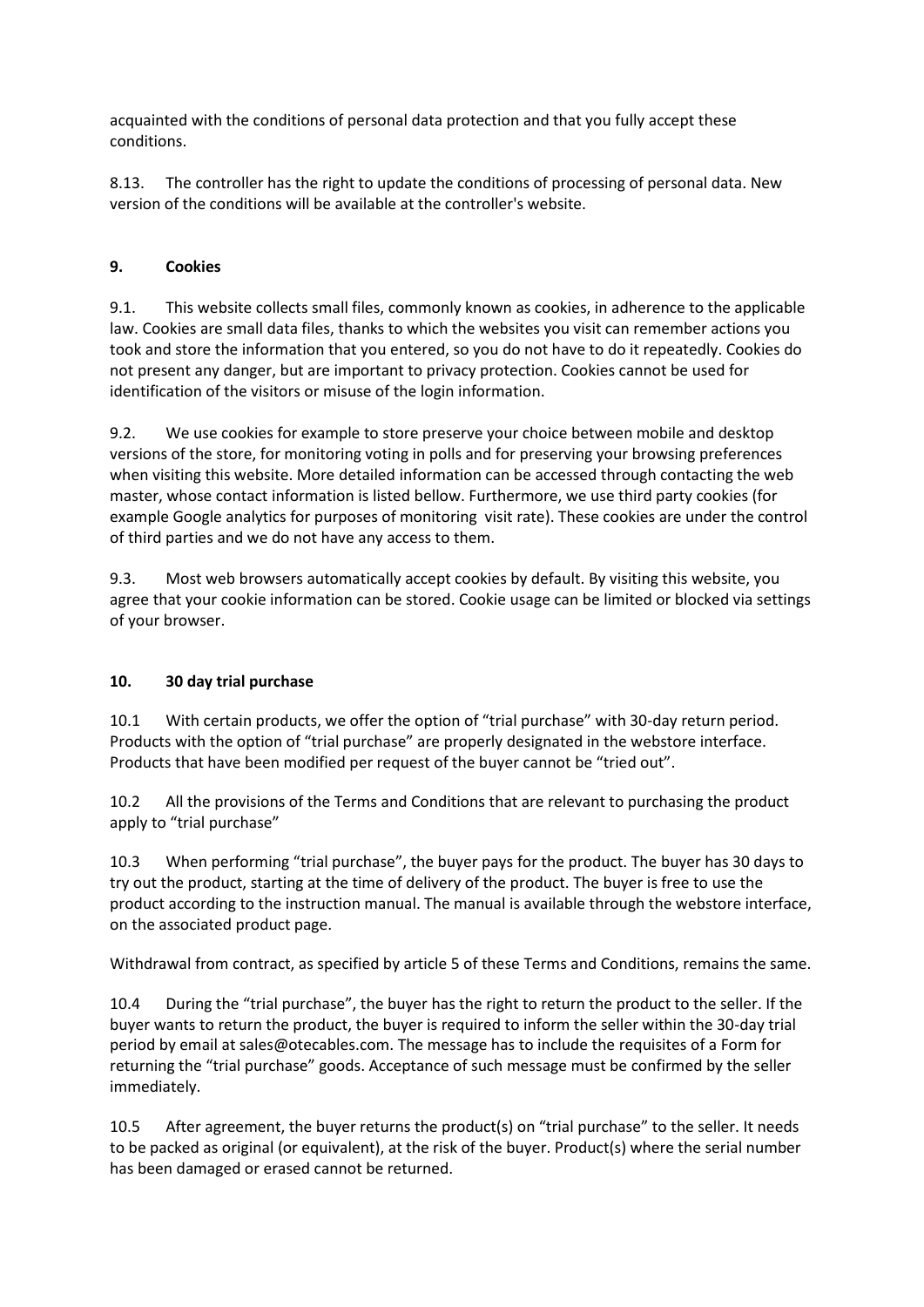acquainted with the conditions of personal data protection and that you fully accept these conditions.

8.13. The controller has the right to update the conditions of processing of personal data. New version of the conditions will be available at the controller's website.

## 9. Cookies

9.1. This website collects small files, commonly known as cookies, in adherence to the applicable law. Cookies are small data files, thanks to which the websites you visit can remember actions you took and store the information that you entered, so you do not have to do it repeatedly. Cookies do not present any danger, but are important to privacy protection. Cookies cannot be used for identification of the visitors or misuse of the login information.

9.2. We use cookies for example to store preserve your choice between mobile and desktop versions of the store, for monitoring voting in polls and for preserving your browsing preferences when visiting this website. More detailed information can be accessed through contacting the web master, whose contact information is listed bellow. Furthermore, we use third party cookies (for example Google analytics for purposes of monitoring visit rate). These cookies are under the control of third parties and we do not have any access to them.

9.3. Most web browsers automatically accept cookies by default. By visiting this website, you agree that your cookie information can be stored. Cookie usage can be limited or blocked via settings of your browser.

## 10. 30 day trial purchase

10.1 With certain products, we offer the option of "trial purchase" with 30-day return period. Products with the option of "trial purchase" are properly designated in the webstore interface. Products that have been modified per request of the buyer cannot be "tried out".

10.2 All the provisions of the Terms and Conditions that are relevant to purchasing the product apply to "trial purchase"

10.3 When performing "trial purchase", the buyer pays for the product. The buyer has 30 days to try out the product, starting at the time of delivery of the product. The buyer is free to use the product according to the instruction manual. The manual is available through the webstore interface, on the associated product page.

Withdrawal from contract, as specified by article 5 of these Terms and Conditions, remains the same.

10.4 During the "trial purchase", the buyer has the right to return the product to the seller. If the buyer wants to return the product, the buyer is required to inform the seller within the 30-day trial period by email at sales@otecables.com. The message has to include the requisites of a Form for returning the "trial purchase" goods. Acceptance of such message must be confirmed by the seller immediately.

10.5 After agreement, the buyer returns the product(s) on "trial purchase" to the seller. It needs to be packed as original (or equivalent), at the risk of the buyer. Product(s) where the serial number has been damaged or erased cannot be returned.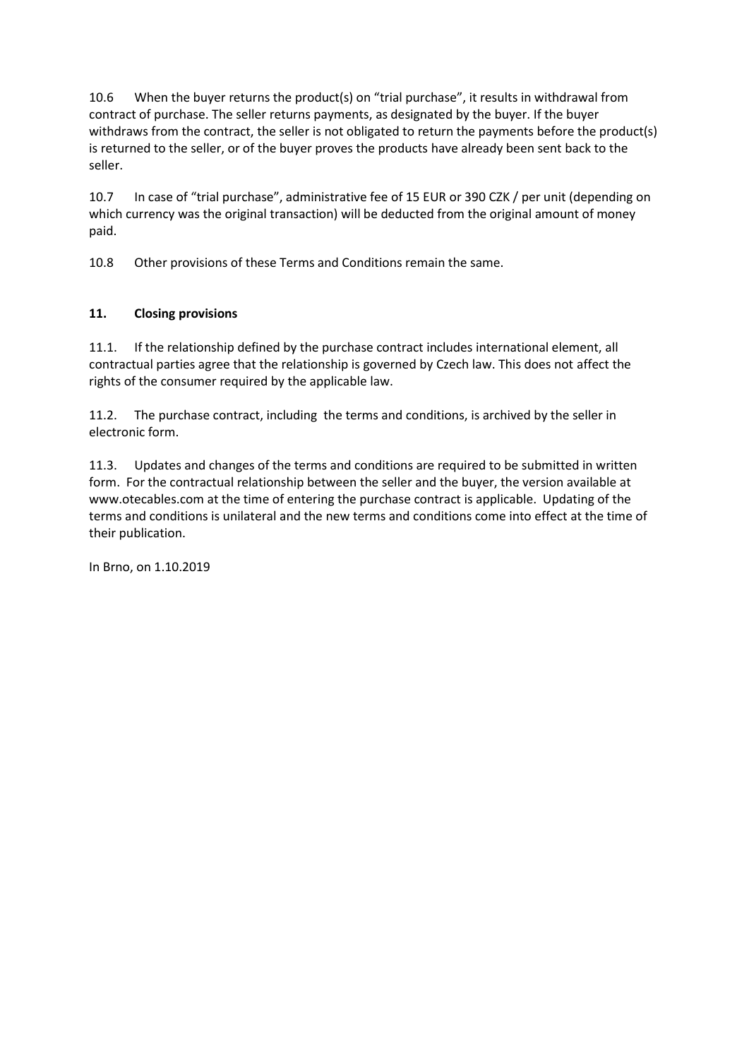10.6 When the buyer returns the product(s) on "trial purchase", it results in withdrawal from contract of purchase. The seller returns payments, as designated by the buyer. If the buyer withdraws from the contract, the seller is not obligated to return the payments before the product(s) is returned to the seller, or of the buyer proves the products have already been sent back to the seller.

10.7 In case of "trial purchase", administrative fee of 15 EUR or 390 CZK / per unit (depending on which currency was the original transaction) will be deducted from the original amount of money paid.

10.8 Other provisions of these Terms and Conditions remain the same.

## 11. Closing provisions

11.1. If the relationship defined by the purchase contract includes international element, all contractual parties agree that the relationship is governed by Czech law. This does not affect the rights of the consumer required by the applicable law.

11.2. The purchase contract, including the terms and conditions, is archived by the seller in electronic form.

11.3. Updates and changes of the terms and conditions are required to be submitted in written form. For the contractual relationship between the seller and the buyer, the version available at www.otecables.com at the time of entering the purchase contract is applicable. Updating of the terms and conditions is unilateral and the new terms and conditions come into effect at the time of their publication.

In Brno, on 1.10.2019